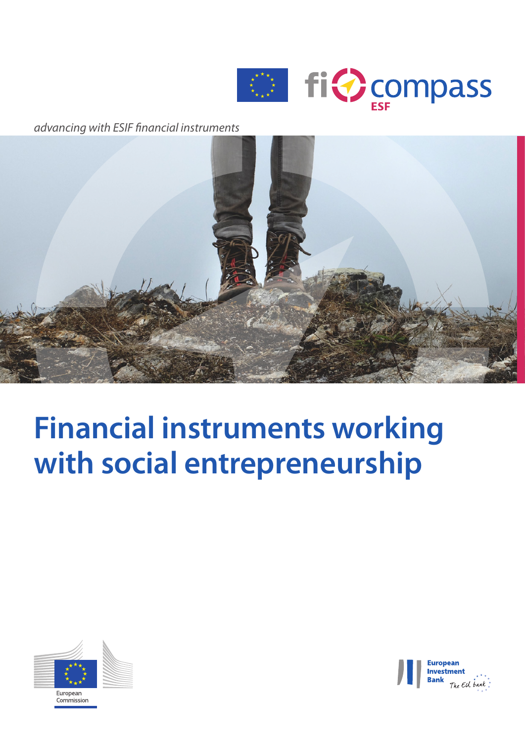fi compass ESF

*advancing with ESIF financial instruments*

# Financial instruments working with social entrepreneurship

European Commission

European Investment Bank The EU bank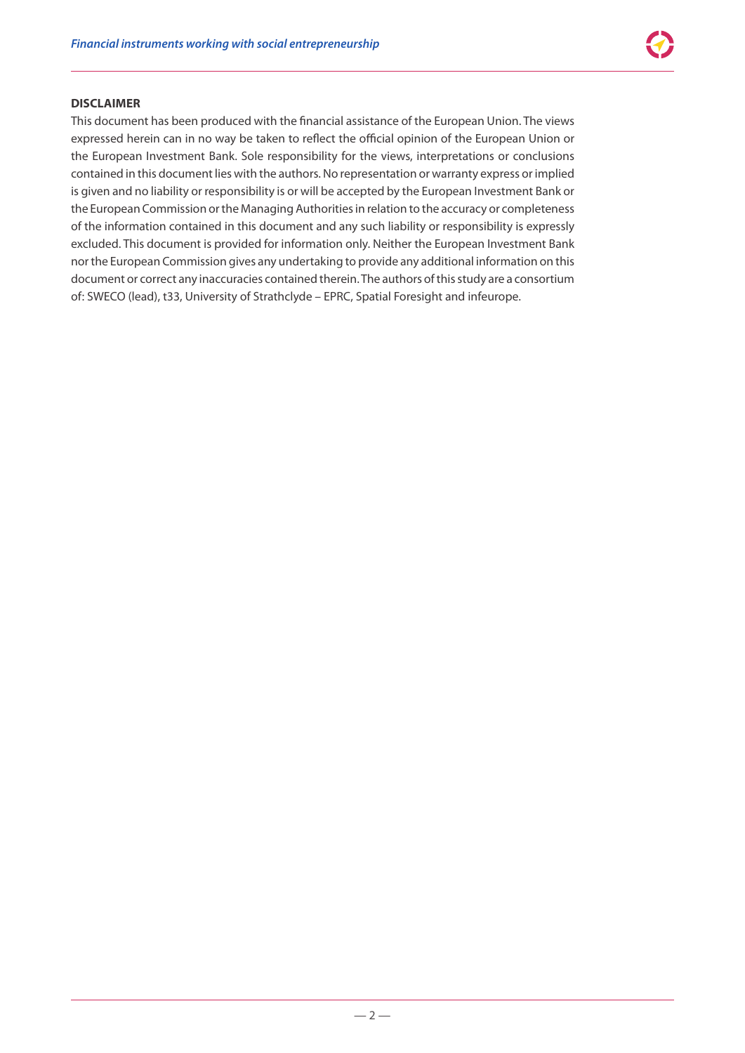**DISCLAIMER**

This document has been produced with the financial assistance of the European Union. The views expressed herein can in no way be taken to reflect the official opinion of the European Union or the European Investment Bank. Sole responsibility for the views, interpretations or conclusions contained in this document lies with the authors. No representation or warranty express or implied is given and no liability or responsibility is or will be accepted by the European Investment Bank or the European Commission or the Managing Authorities in relation to the accuracy or completeness of the information contained in this document and any such liability or responsibility is expressly excluded. This document is provided for information only. Neither the European Investment Bank nor the European Commission gives any undertaking to provide any additional information on this document or correct any inaccuracies contained therein. The authors of this study are a consortium of: SWECO (lead), t33, University of Strathclyde – EPRC, Spatial Foresight and infeurope.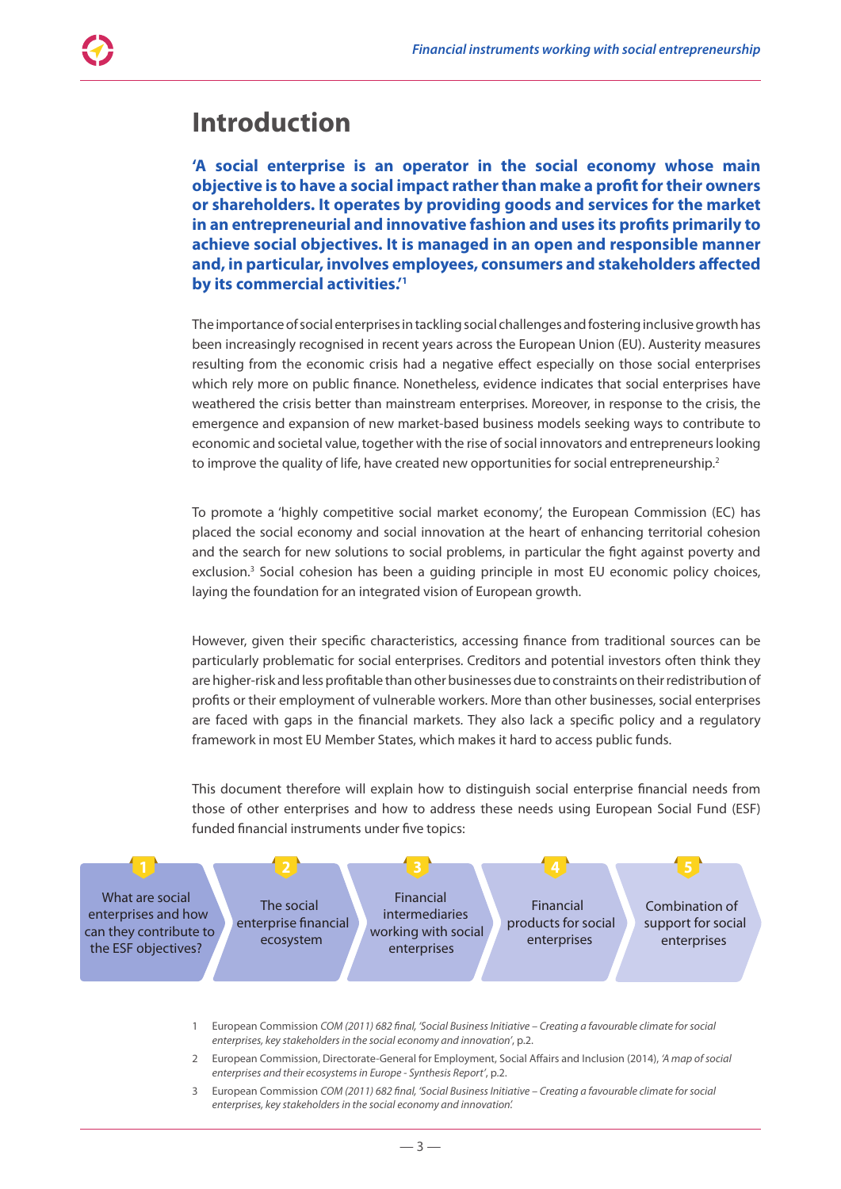# Introduction

**'A social enterprise is an operator in the social economy whose main objective is to have a social impact rather than make a profit for their owners or shareholders. It operates by providing goods and services for the market in an entrepreneurial and innovative fashion and uses its profits primarily to achieve social objectives. It is managed in an open and responsible manner and, in particular, involves employees, consumers and stakeholders affected by its commercial activities.'[1]**

The importance of social enterprises in tackling social challenges and fostering inclusive growth has been increasingly recognised in recent years across the European Union (EU). Austerity measures resulting from the economic crisis had a negative effect especially on those social enterprises which rely more on public finance. Nonetheless, evidence indicates that social enterprises have weathered the crisis better than mainstream enterprises. Moreover, in response to the crisis, the emergence and expansion of new market-based business models seeking ways to contribute to economic and societal value, together with the rise of social innovators and entrepreneurs looking to improve the quality of life, have created new opportunities for social entrepreneurship.[2]

To promote a 'highly competitive social market economy', the European Commission (EC) has placed the social economy and social innovation at the heart of enhancing territorial cohesion and the search for new solutions to social problems, in particular the fight against poverty and exclusion.[3] Social cohesion has been a guiding principle in most EU economic policy choices, laying the foundation for an integrated vision of European growth.

However, given their specific characteristics, accessing finance from traditional sources can be particularly problematic for social enterprises. Creditors and potential investors often think they are higher-risk and less profitable than other businesses due to constraints on their redistribution of profits or their employment of vulnerable workers. More than other businesses, social enterprises are faced with gaps in the financial markets. They also lack a specific policy and a regulatory framework in most EU Member States, which makes it hard to access public funds.

This document therefore will explain how to distinguish social enterprise financial needs from those of other enterprises and how to address these needs using European Social Fund (ESF) funded financial instruments under five topics:

1. What are social enterprises and how can they contribute to the ESF objectives?
2. The social enterprise financial ecosystem
3. Financial intermediaries working with social enterprises
4. Financial products for social enterprises
5. Combination of support for social enterprises

---

1 European Commission *COM (2011) 682 final, 'Social Business Initiative – Creating a favourable climate for social enterprises, key stakeholders in the social economy and innovation'*, p.2.

2 European Commission, Directorate-General for Employment, Social Affairs and Inclusion (2014), *'A map of social enterprises and their ecosystems in Europe - Synthesis Report'*, p.2.

3 European Commission *COM (2011) 682 final, 'Social Business Initiative – Creating a favourable climate for social enterprises, key stakeholders in the social economy and innovation'.*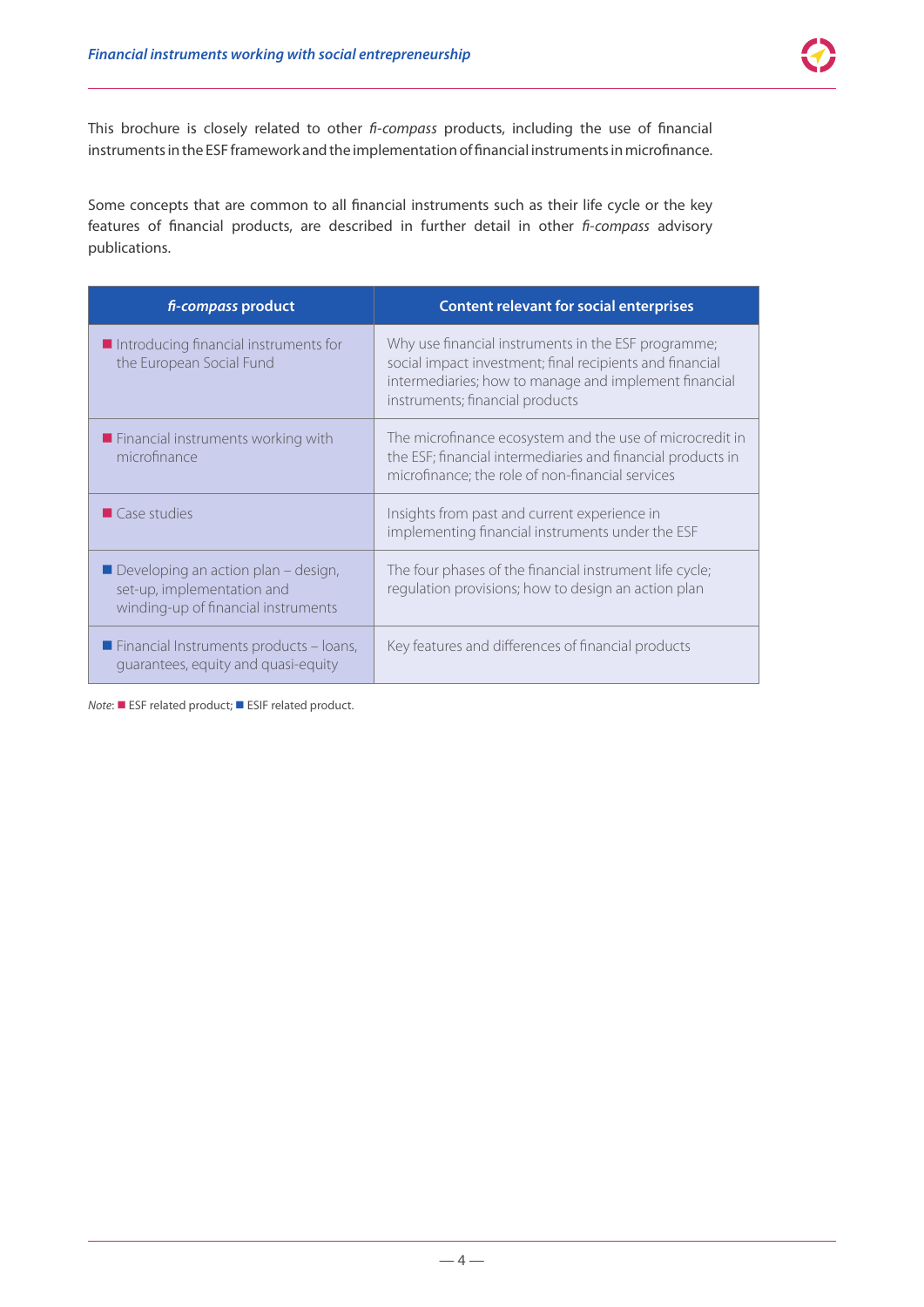This brochure is closely related to other *fi-compass* products, including the use of financial instruments in the ESF framework and the implementation of financial instruments in microfinance.

Some concepts that are common to all financial instruments such as their life cycle or the key features of financial products, are described in further detail in other *fi-compass* advisory publications.

| ***fi-compass* product** | **Content relevant for social enterprises** |
|---|---|
| ■ Introducing financial instruments for the European Social Fund | Why use financial instruments in the ESF programme; social impact investment; final recipients and financial intermediaries; how to manage and implement financial instruments; financial products |
| ■ Financial instruments working with microfinance | The microfinance ecosystem and the use of microcredit in the ESF; financial intermediaries and financial products in microfinance; the role of non-financial services |
| ■ Case studies | Insights from past and current experience in implementing financial instruments under the ESF |
| ■ Developing an action plan – design, set-up, implementation and winding-up of financial instruments | The four phases of the financial instrument life cycle; regulation provisions; how to design an action plan |
| ■ Financial Instruments products – loans, guarantees, equity and quasi-equity | Key features and differences of financial products |

*Note*: ■ ESF related product; ■ ESIF related product.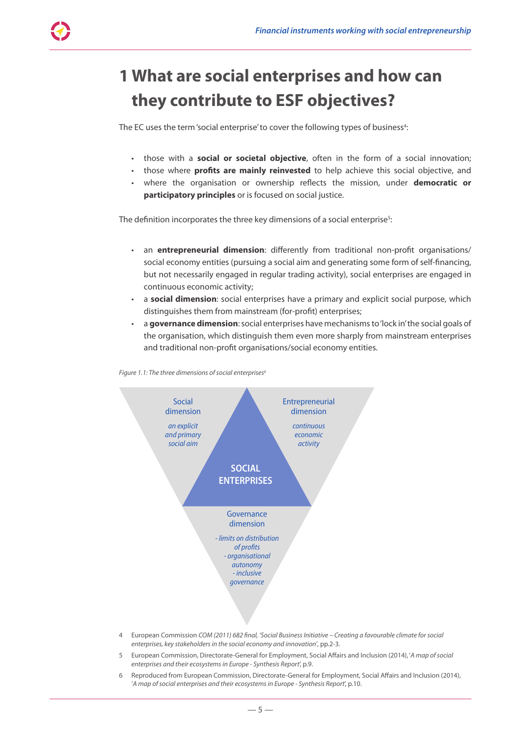# 1 What are social enterprises and how can they contribute to ESF objectives?

The EC uses the term 'social enterprise' to cover the following types of business[4]:

- those with a **social or societal objective**, often in the form of a social innovation;
- those where **profits are mainly reinvested** to help achieve this social objective, and
- where the organisation or ownership reflects the mission, under **democratic or participatory principles** or is focused on social justice.

The definition incorporates the three key dimensions of a social enterprise[5]:

- an **entrepreneurial dimension**: differently from traditional non-profit organisations/ social economy entities (pursuing a social aim and generating some form of self-financing, but not necessarily engaged in regular trading activity), social enterprises are engaged in continuous economic activity;
- a **social dimension**: social enterprises have a primary and explicit social purpose, which distinguishes them from mainstream (for-profit) enterprises;
- a **governance dimension**: social enterprises have mechanisms to 'lock in' the social goals of the organisation, which distinguish them even more sharply from mainstream enterprises and traditional non-profit organisations/social economy entities.

*Figure 1.1: The three dimensions of social enterprises[6]*

Social dimension
*an explicit and primary social aim*

Entrepreneurial dimension
*continuous economic activity*

SOCIAL ENTERPRISES

Governance dimension
*- limits on distribution of profits*
*- organisational autonomy*
*- inclusive governance*

---

4 European Commission *COM (2011) 682 final, 'Social Business Initiative – Creating a favourable climate for social enterprises, key stakeholders in the social economy and innovation'*, pp.2-3.

5 European Commission, Directorate-General for Employment, Social Affairs and Inclusion (2014), '*A map of social enterprises and their ecosystems in Europe - Synthesis Report*', p.9.

6 Reproduced from European Commission, Directorate-General for Employment, Social Affairs and Inclusion (2014), '*A map of social enterprises and their ecosystems in Europe - Synthesis Report*', p.10.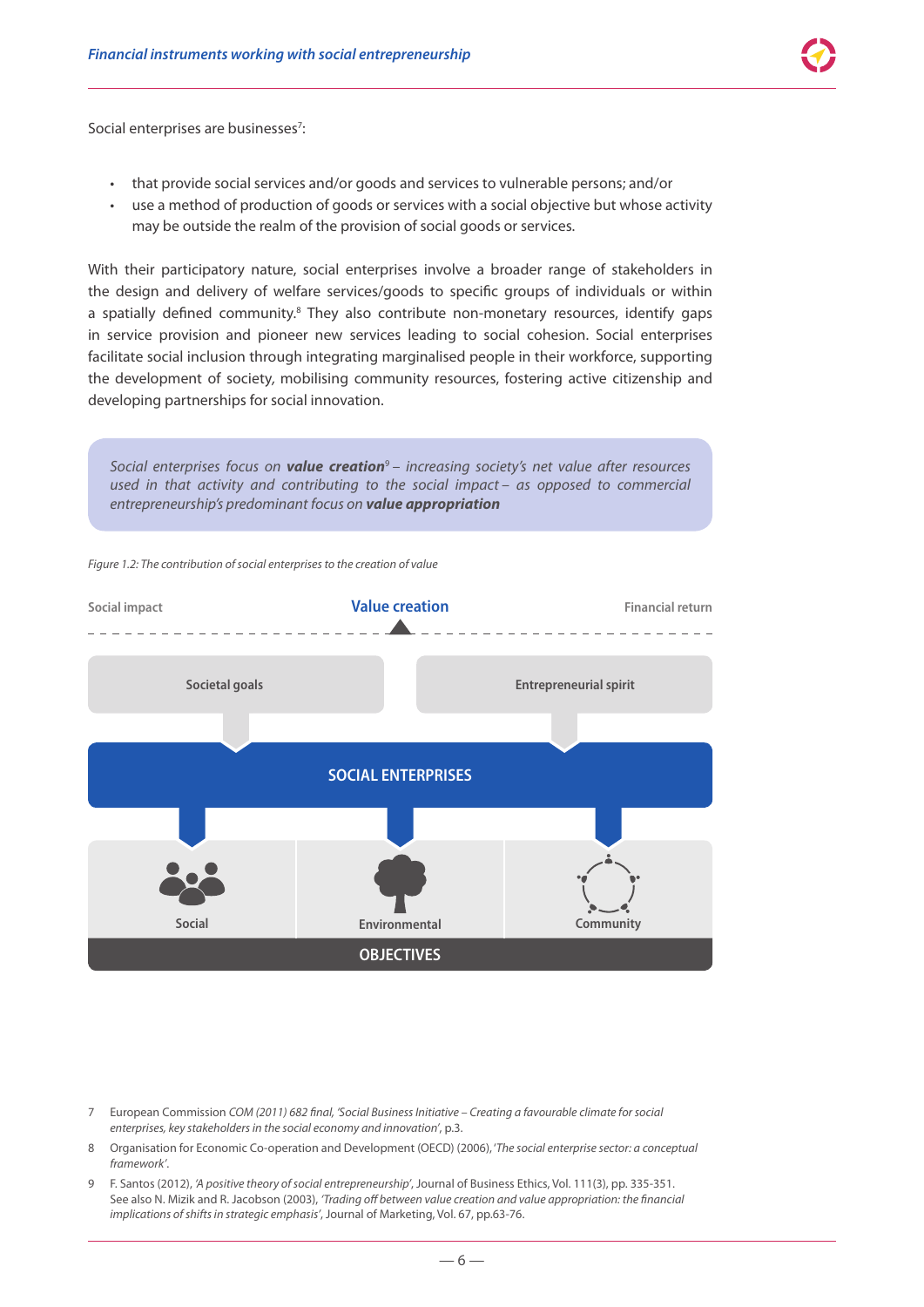Social enterprises are businesses[7]:

- that provide social services and/or goods and services to vulnerable persons; and/or
- use a method of production of goods or services with a social objective but whose activity may be outside the realm of the provision of social goods or services.

With their participatory nature, social enterprises involve a broader range of stakeholders in the design and delivery of welfare services/goods to specific groups of individuals or within a spatially defined community.[8] They also contribute non-monetary resources, identify gaps in service provision and pioneer new services leading to social cohesion. Social enterprises facilitate social inclusion through integrating marginalised people in their workforce, supporting the development of society, mobilising community resources, fostering active citizenship and developing partnerships for social innovation.

> *Social enterprises focus on **value creation**[9] – increasing society's net value after resources used in that activity and contributing to the social impact – as opposed to commercial entrepreneurship's predominant focus on **value appropriation***

*Figure 1.2: The contribution of social enterprises to the creation of value*

Social impact — **Value creation** — Financial return

Societal goals | Entrepreneurial spirit

**SOCIAL ENTERPRISES**

Social | Environmental | Community

**OBJECTIVES**

---

7 European Commission *COM (2011) 682 final, 'Social Business Initiative – Creating a favourable climate for social enterprises, key stakeholders in the social economy and innovation'*, p.3.

8 Organisation for Economic Co-operation and Development (OECD) (2006), *'The social enterprise sector: a conceptual framework'*.

9 F. Santos (2012), *'A positive theory of social entrepreneurship'*, Journal of Business Ethics, Vol. 111(3), pp. 335-351. See also N. Mizik and R. Jacobson (2003), *'Trading off between value creation and value appropriation: the financial implications of shifts in strategic emphasis'*, Journal of Marketing, Vol. 67, pp.63-76.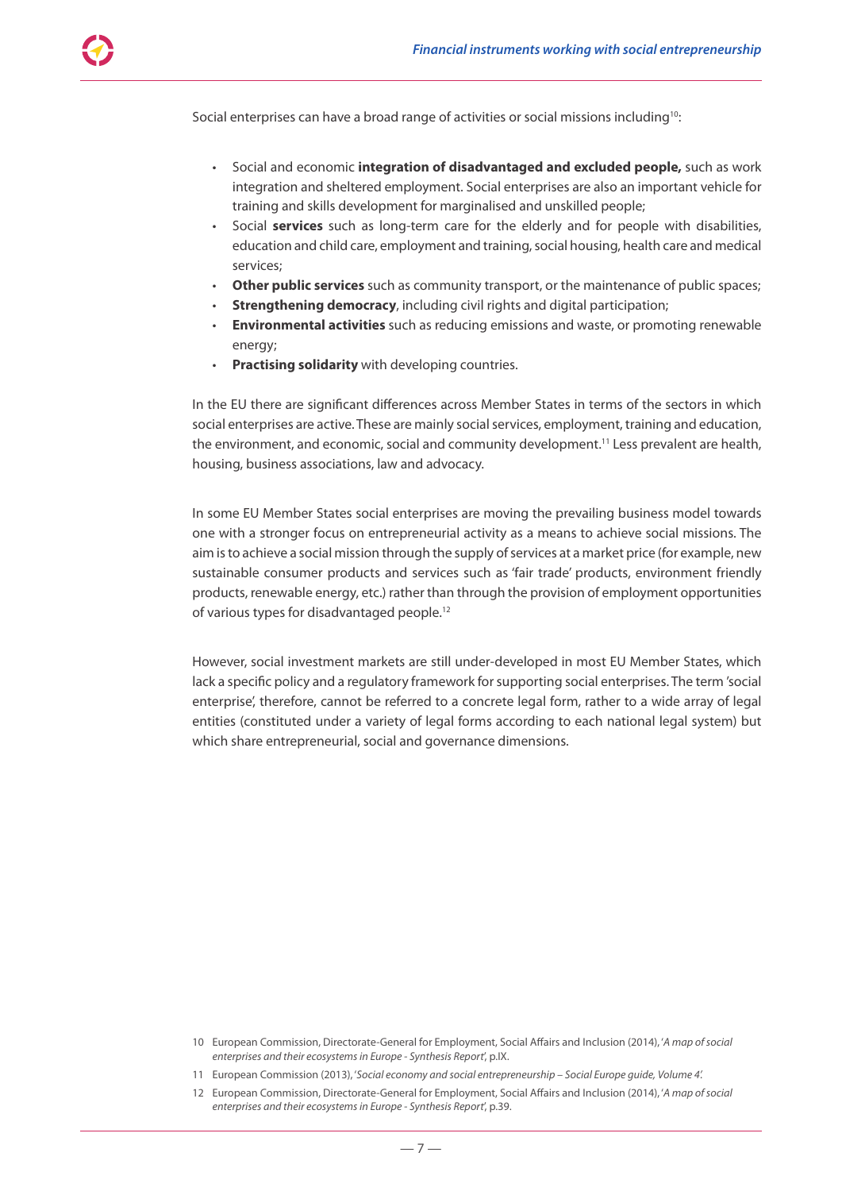Social enterprises can have a broad range of activities or social missions including[10]:

- Social and economic **integration of disadvantaged and excluded people,** such as work integration and sheltered employment. Social enterprises are also an important vehicle for training and skills development for marginalised and unskilled people;
- Social **services** such as long-term care for the elderly and for people with disabilities, education and child care, employment and training, social housing, health care and medical services;
- **Other public services** such as community transport, or the maintenance of public spaces;
- **Strengthening democracy**, including civil rights and digital participation;
- **Environmental activities** such as reducing emissions and waste, or promoting renewable energy;
- **Practising solidarity** with developing countries.

In the EU there are significant differences across Member States in terms of the sectors in which social enterprises are active. These are mainly social services, employment, training and education, the environment, and economic, social and community development.[11] Less prevalent are health, housing, business associations, law and advocacy.

In some EU Member States social enterprises are moving the prevailing business model towards one with a stronger focus on entrepreneurial activity as a means to achieve social missions. The aim is to achieve a social mission through the supply of services at a market price (for example, new sustainable consumer products and services such as 'fair trade' products, environment friendly products, renewable energy, etc.) rather than through the provision of employment opportunities of various types for disadvantaged people.[12]

However, social investment markets are still under-developed in most EU Member States, which lack a specific policy and a regulatory framework for supporting social enterprises. The term 'social enterprise', therefore, cannot be referred to a concrete legal form, rather to a wide array of legal entities (constituted under a variety of legal forms according to each national legal system) but which share entrepreneurial, social and governance dimensions.

10 European Commission, Directorate-General for Employment, Social Affairs and Inclusion (2014), '*A map of social enterprises and their ecosystems in Europe - Synthesis Report*', p.IX.

11 European Commission (2013), '*Social economy and social entrepreneurship – Social Europe guide, Volume 4*'.

12 European Commission, Directorate-General for Employment, Social Affairs and Inclusion (2014), '*A map of social enterprises and their ecosystems in Europe - Synthesis Report*', p.39.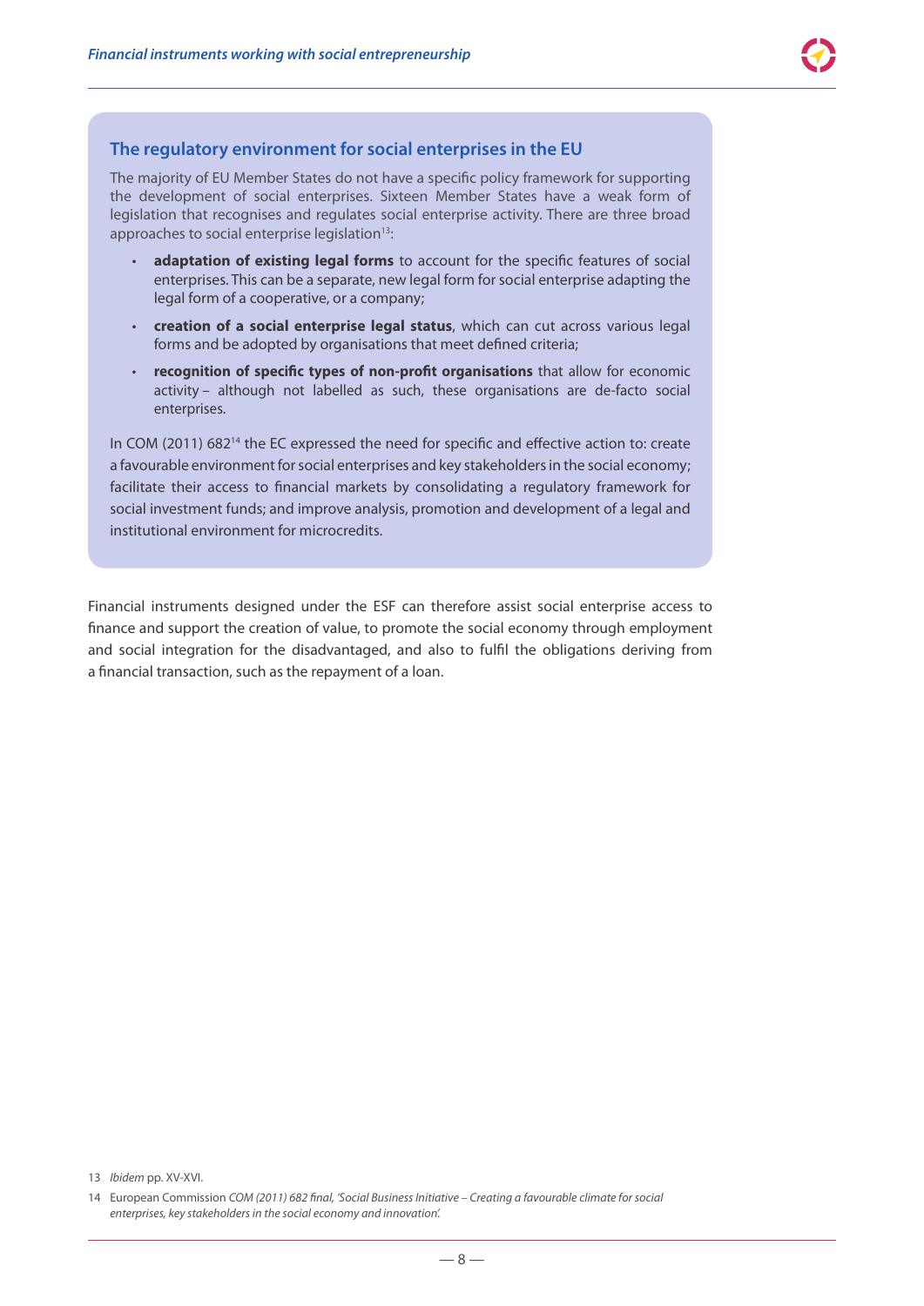### The regulatory environment for social enterprises in the EU

The majority of EU Member States do not have a specific policy framework for supporting the development of social enterprises. Sixteen Member States have a weak form of legislation that recognises and regulates social enterprise activity. There are three broad approaches to social enterprise legislation[13]:

- **adaptation of existing legal forms** to account for the specific features of social enterprises. This can be a separate, new legal form for social enterprise adapting the legal form of a cooperative, or a company;
- **creation of a social enterprise legal status**, which can cut across various legal forms and be adopted by organisations that meet defined criteria;
- **recognition of specific types of non-profit organisations** that allow for economic activity – although not labelled as such, these organisations are de-facto social enterprises.

In COM (2011) 682[14] the EC expressed the need for specific and effective action to: create a favourable environment for social enterprises and key stakeholders in the social economy; facilitate their access to financial markets by consolidating a regulatory framework for social investment funds; and improve analysis, promotion and development of a legal and institutional environment for microcredits.

Financial instruments designed under the ESF can therefore assist social enterprise access to finance and support the creation of value, to promote the social economy through employment and social integration for the disadvantaged, and also to fulfil the obligations deriving from a financial transaction, such as the repayment of a loan.

13 *Ibidem* pp. XV-XVI.

14 European Commission *COM (2011) 682 final, 'Social Business Initiative – Creating a favourable climate for social enterprises, key stakeholders in the social economy and innovation'.*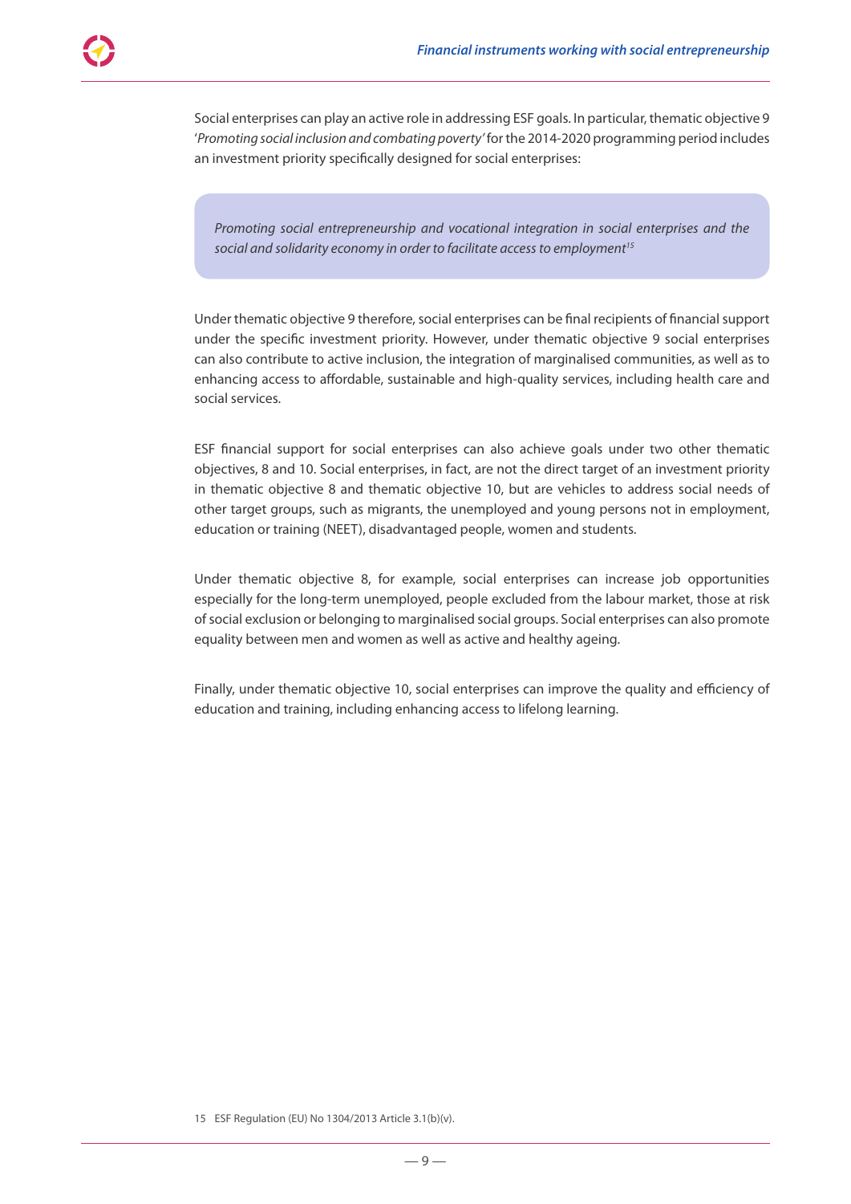Social enterprises can play an active role in addressing ESF goals. In particular, thematic objective 9 '*Promoting social inclusion and combating poverty*' for the 2014-2020 programming period includes an investment priority specifically designed for social enterprises:

> *Promoting social entrepreneurship and vocational integration in social enterprises and the social and solidarity economy in order to facilitate access to employment*[15]

Under thematic objective 9 therefore, social enterprises can be final recipients of financial support under the specific investment priority. However, under thematic objective 9 social enterprises can also contribute to active inclusion, the integration of marginalised communities, as well as to enhancing access to affordable, sustainable and high-quality services, including health care and social services.

ESF financial support for social enterprises can also achieve goals under two other thematic objectives, 8 and 10. Social enterprises, in fact, are not the direct target of an investment priority in thematic objective 8 and thematic objective 10, but are vehicles to address social needs of other target groups, such as migrants, the unemployed and young persons not in employment, education or training (NEET), disadvantaged people, women and students.

Under thematic objective 8, for example, social enterprises can increase job opportunities especially for the long-term unemployed, people excluded from the labour market, those at risk of social exclusion or belonging to marginalised social groups. Social enterprises can also promote equality between men and women as well as active and healthy ageing.

Finally, under thematic objective 10, social enterprises can improve the quality and efficiency of education and training, including enhancing access to lifelong learning.

15 ESF Regulation (EU) No 1304/2013 Article 3.1(b)(v).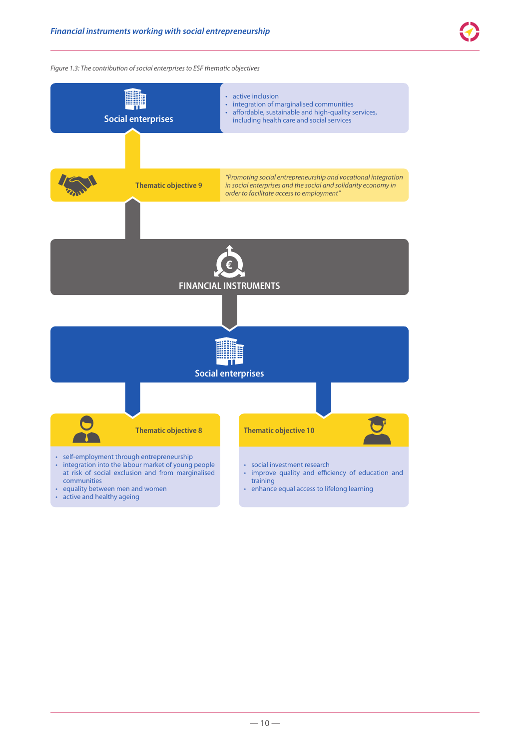*Figure 1.3: The contribution of social enterprises to ESF thematic objectives*

**Social enterprises**

- active inclusion
- integration of marginalised communities
- affordable, sustainable and high-quality services, including health care and social services

**Thematic objective 9**

*"Promoting social entrepreneurship and vocational integration in social enterprises and the social and solidarity economy in order to facilitate access to employment"*

**FINANCIAL INSTRUMENTS**

**Social enterprises**

**Thematic objective 8**

- self-employment through entrepreneurship
- integration into the labour market of young people at risk of social exclusion and from marginalised communities
- equality between men and women
- active and healthy ageing

**Thematic objective 10**

- social investment research
- improve quality and efficiency of education and training
- enhance equal access to lifelong learning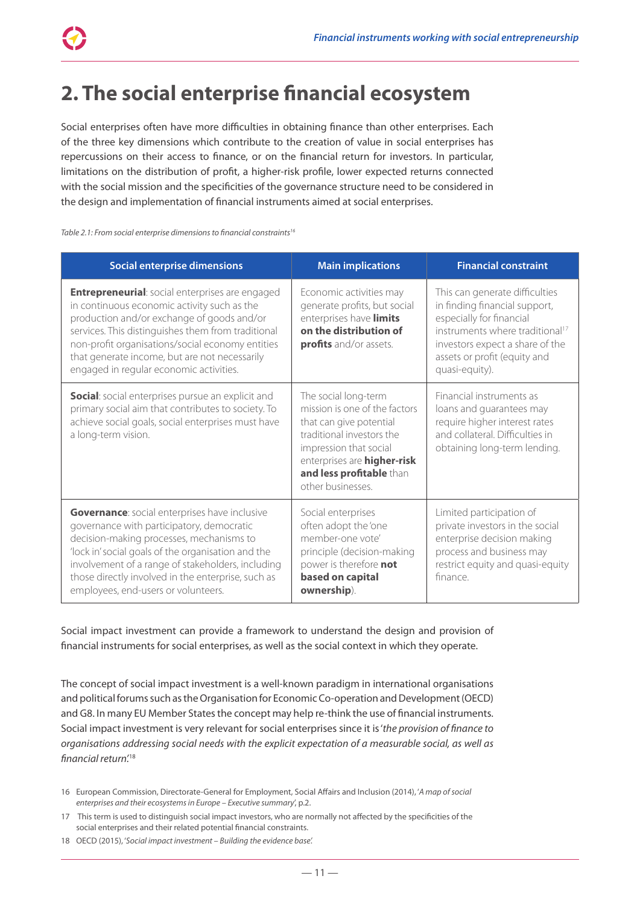# 2. The social enterprise financial ecosystem

Social enterprises often have more difficulties in obtaining finance than other enterprises. Each of the three key dimensions which contribute to the creation of value in social enterprises has repercussions on their access to finance, or on the financial return for investors. In particular, limitations on the distribution of profit, a higher-risk profile, lower expected returns connected with the social mission and the specificities of the governance structure need to be considered in the design and implementation of financial instruments aimed at social enterprises.

*Table 2.1: From social enterprise dimensions to financial constraints*[16]

| Social enterprise dimensions | Main implications | Financial constraint |
|---|---|---|
| **Entrepreneurial**: social enterprises are engaged in continuous economic activity such as the production and/or exchange of goods and/or services. This distinguishes them from traditional non-profit organisations/social economy entities that generate income, but are not necessarily engaged in regular economic activities. | Economic activities may generate profits, but social enterprises have **limits on the distribution of profits** and/or assets. | This can generate difficulties in finding financial support, especially for financial instruments where traditional[17] investors expect a share of the assets or profit (equity and quasi-equity). |
| **Social**: social enterprises pursue an explicit and primary social aim that contributes to society. To achieve social goals, social enterprises must have a long-term vision. | The social long-term mission is one of the factors that can give potential traditional investors the impression that social enterprises are **higher-risk and less profitable** than other businesses. | Financial instruments as loans and guarantees may require higher interest rates and collateral. Difficulties in obtaining long-term lending. |
| **Governance**: social enterprises have inclusive governance with participatory, democratic decision-making processes, mechanisms to 'lock in' social goals of the organisation and the involvement of a range of stakeholders, including those directly involved in the enterprise, such as employees, end-users or volunteers. | Social enterprises often adopt the 'one member-one vote' principle (decision-making power is therefore **not based on capital ownership**). | Limited participation of private investors in the social enterprise decision making process and business may restrict equity and quasi-equity finance. |

Social impact investment can provide a framework to understand the design and provision of financial instruments for social enterprises, as well as the social context in which they operate.

The concept of social impact investment is a well-known paradigm in international organisations and political forums such as the Organisation for Economic Co-operation and Development (OECD) and G8. In many EU Member States the concept may help re-think the use of financial instruments. Social impact investment is very relevant for social enterprises since it is '*the provision of finance to organisations addressing social needs with the explicit expectation of a measurable social, as well as financial return*.'[18]

16 European Commission, Directorate-General for Employment, Social Affairs and Inclusion (2014), '*A map of social enterprises and their ecosystems in Europe – Executive summary*', p.2.

17 This term is used to distinguish social impact investors, who are normally not affected by the specificities of the social enterprises and their related potential financial constraints.

18 OECD (2015), '*Social impact investment – Building the evidence base*.'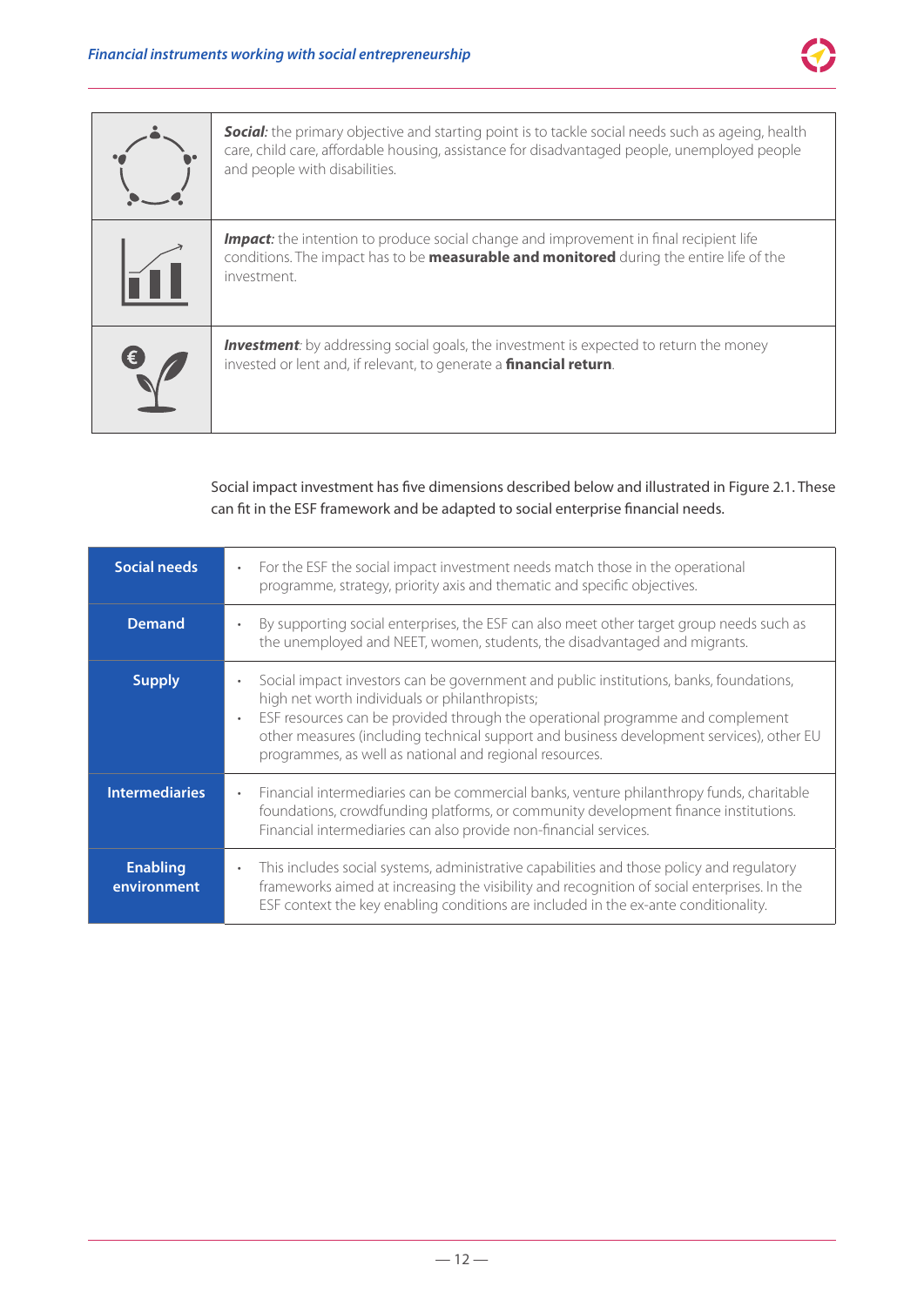| | |
|---|---|
| | ***Social:*** the primary objective and starting point is to tackle social needs such as ageing, health care, child care, affordable housing, assistance for disadvantaged people, unemployed people and people with disabilities. |
| | ***Impact:*** the intention to produce social change and improvement in final recipient life conditions. The impact has to be **measurable and monitored** during the entire life of the investment. |
| | ***Investment***: by addressing social goals, the investment is expected to return the money invested or lent and, if relevant, to generate a **financial return**. |

Social impact investment has five dimensions described below and illustrated in Figure 2.1. These can fit in the ESF framework and be adapted to social enterprise financial needs.

| | |
|---|---|
| **Social needs** | • For the ESF the social impact investment needs match those in the operational programme, strategy, priority axis and thematic and specific objectives. |
| **Demand** | • By supporting social enterprises, the ESF can also meet other target group needs such as the unemployed and NEET, women, students, the disadvantaged and migrants. |
| **Supply** | • Social impact investors can be government and public institutions, banks, foundations, high net worth individuals or philanthropists;<br>• ESF resources can be provided through the operational programme and complement other measures (including technical support and business development services), other EU programmes, as well as national and regional resources. |
| **Intermediaries** | • Financial intermediaries can be commercial banks, venture philanthropy funds, charitable foundations, crowdfunding platforms, or community development finance institutions. Financial intermediaries can also provide non-financial services. |
| **Enabling environment** | • This includes social systems, administrative capabilities and those policy and regulatory frameworks aimed at increasing the visibility and recognition of social enterprises. In the ESF context the key enabling conditions are included in the ex-ante conditionality. |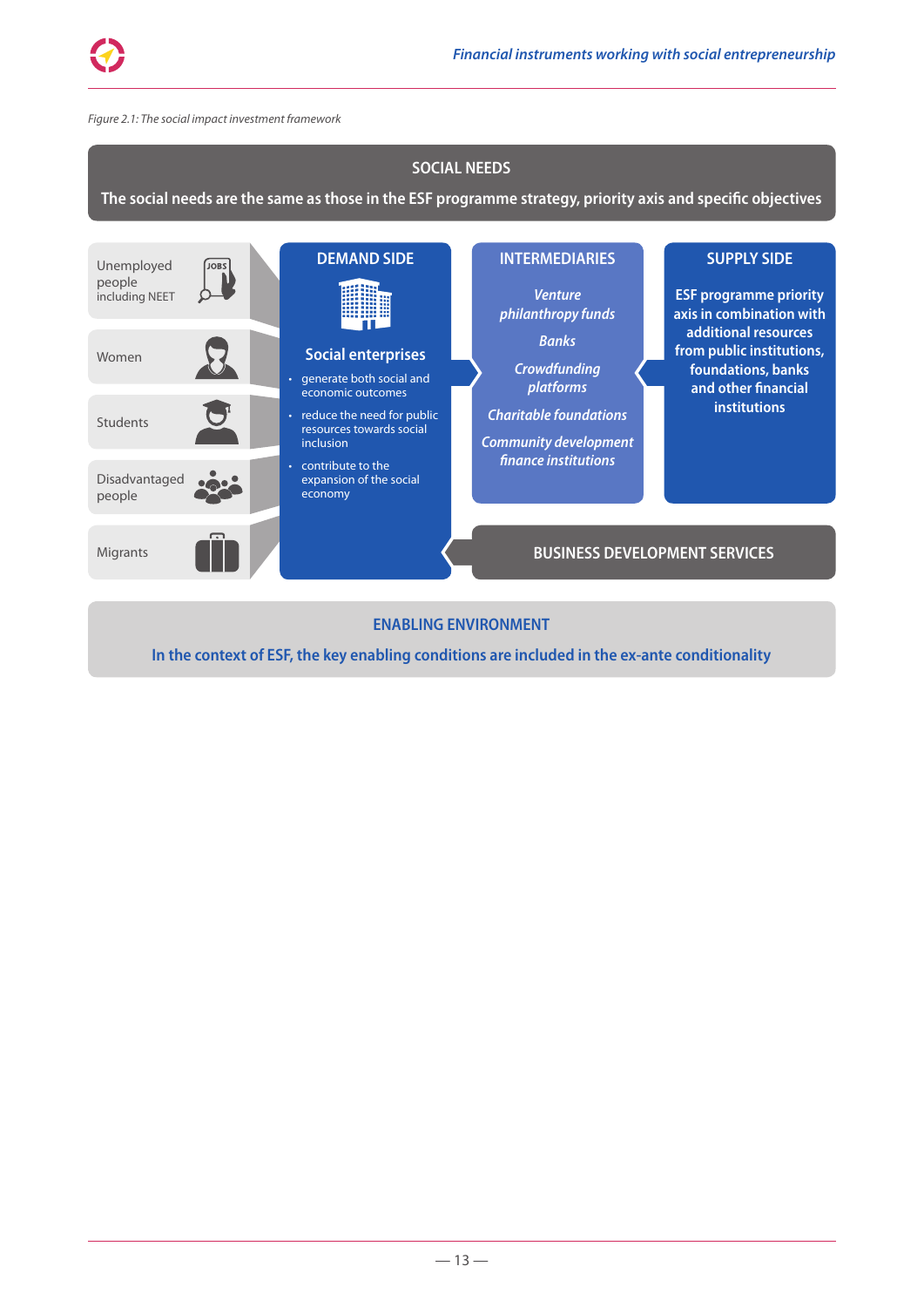*Figure 2.1: The social impact investment framework*

**SOCIAL NEEDS**

**The social needs are the same as those in the ESF programme strategy, priority axis and specific objectives**

- Unemployed people including NEET
- Women
- Students
- Disadvantaged people
- Migrants

**DEMAND SIDE**

**Social enterprises**

- generate both social and economic outcomes
- reduce the need for public resources towards social inclusion
- contribute to the expansion of the social economy

**INTERMEDIARIES**

*Venture philanthropy funds*

*Banks*

*Crowdfunding platforms*

*Charitable foundations*

*Community development finance institutions*

**SUPPLY SIDE**

**ESF programme priority axis in combination with additional resources from public institutions, foundations, banks and other financial institutions**

**BUSINESS DEVELOPMENT SERVICES**

**ENABLING ENVIRONMENT**

**In the context of ESF, the key enabling conditions are included in the ex-ante conditionality**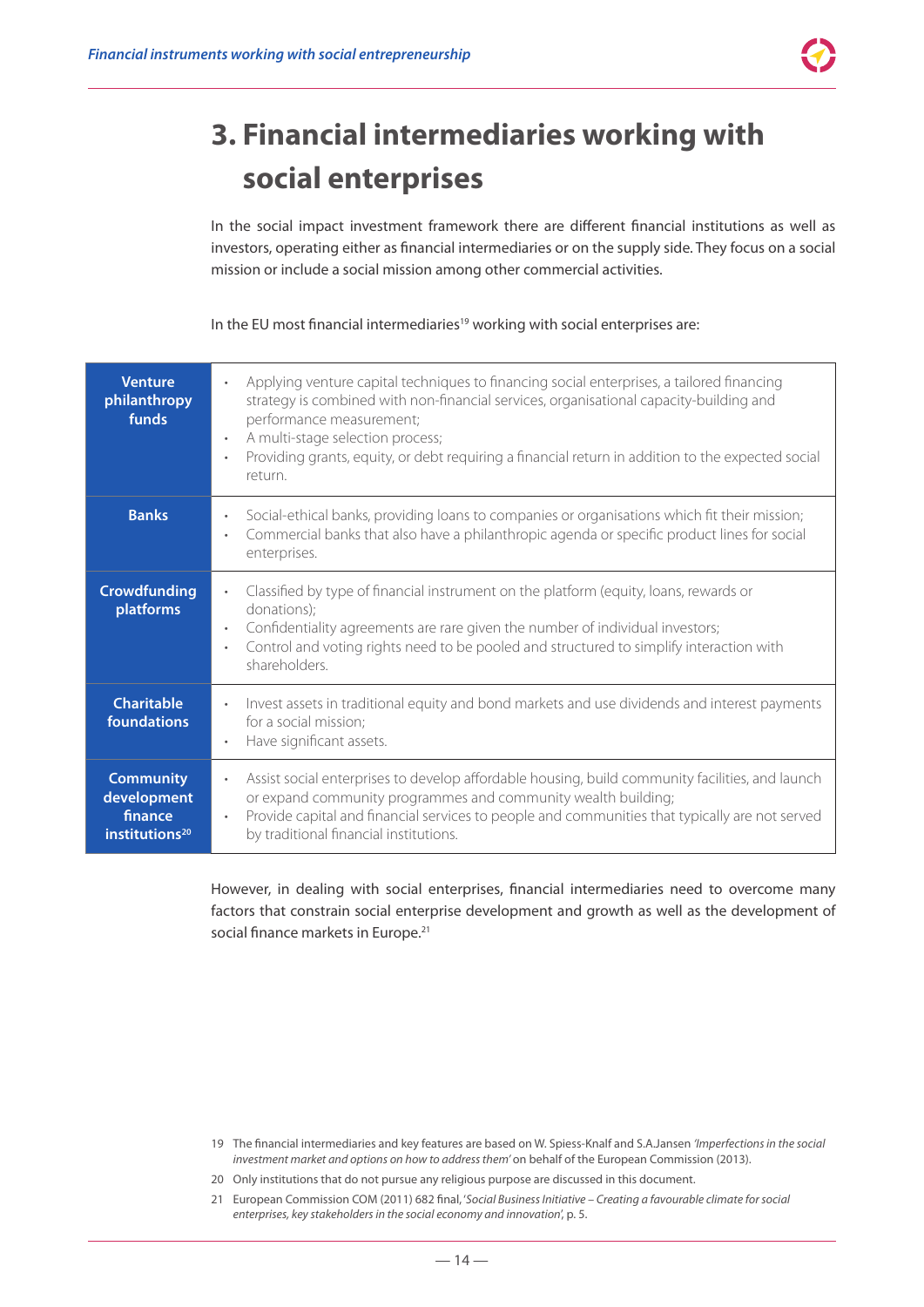# 3. Financial intermediaries working with social enterprises

In the social impact investment framework there are different financial institutions as well as investors, operating either as financial intermediaries or on the supply side. They focus on a social mission or include a social mission among other commercial activities.

In the EU most financial intermediaries[19] working with social enterprises are:

| | |
|---|---|
| **Venture philanthropy funds** | • Applying venture capital techniques to financing social enterprises, a tailored financing strategy is combined with non-financial services, organisational capacity-building and performance measurement;<br>• A multi-stage selection process;<br>• Providing grants, equity, or debt requiring a financial return in addition to the expected social return. |
| **Banks** | • Social-ethical banks, providing loans to companies or organisations which fit their mission;<br>• Commercial banks that also have a philanthropic agenda or specific product lines for social enterprises. |
| **Crowdfunding platforms** | • Classified by type of financial instrument on the platform (equity, loans, rewards or donations);<br>• Confidentiality agreements are rare given the number of individual investors;<br>• Control and voting rights need to be pooled and structured to simplify interaction with shareholders. |
| **Charitable foundations** | • Invest assets in traditional equity and bond markets and use dividends and interest payments for a social mission;<br>• Have significant assets. |
| **Community development finance institutions[20]** | • Assist social enterprises to develop affordable housing, build community facilities, and launch or expand community programmes and community wealth building;<br>• Provide capital and financial services to people and communities that typically are not served by traditional financial institutions. |

However, in dealing with social enterprises, financial intermediaries need to overcome many factors that constrain social enterprise development and growth as well as the development of social finance markets in Europe.[21]

19 The financial intermediaries and key features are based on W. Spiess-Knalf and S.A.Jansen *'Imperfections in the social investment market and options on how to address them'* on behalf of the European Commission (2013).

20 Only institutions that do not pursue any religious purpose are discussed in this document.

21 European Commission COM (2011) 682 final, '*Social Business Initiative – Creating a favourable climate for social enterprises, key stakeholders in the social economy and innovation*', p. 5.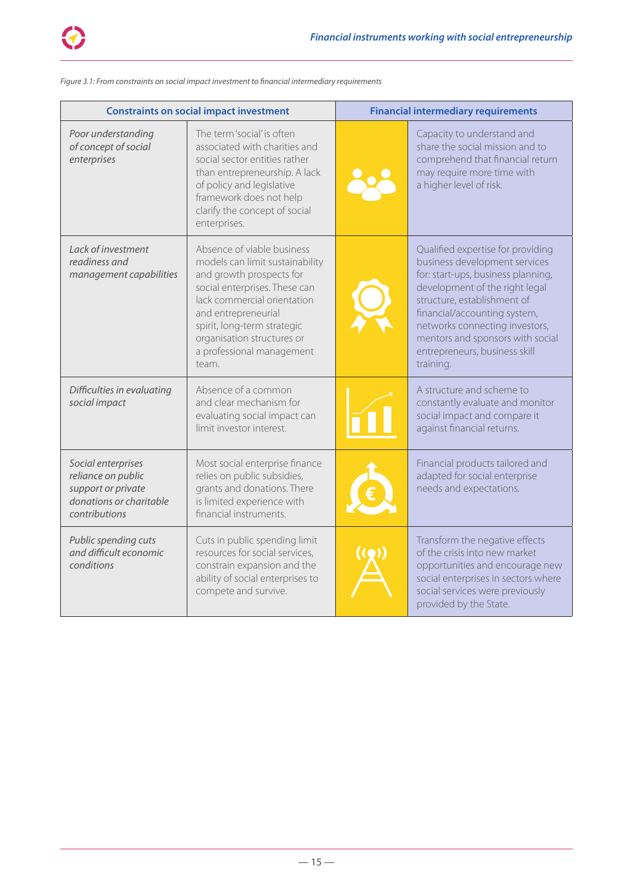*Figure 3.1: From constraints on social impact investment to financial intermediary requirements*

| Constraints on social impact investment | | Financial intermediary requirements |
|---|---|---|
| *Poor understanding of concept of social enterprises* | The term 'social' is often associated with charities and social sector entities rather than entrepreneurship. A lack of policy and legislative framework does not help clarify the concept of social enterprises. | Capacity to understand and share the social mission and to comprehend that financial return may require more time with a higher level of risk. |
| *Lack of investment readiness and management capabilities* | Absence of viable business models can limit sustainability and growth prospects for social enterprises. These can lack commercial orientation and entrepreneurial spirit, long-term strategic organisation structures or a professional management team. | Qualified expertise for providing business development services for: start-ups, business planning, development of the right legal structure, establishment of financial/accounting system, networks connecting investors, mentors and sponsors with social entrepreneurs, business skill training. |
| *Difficulties in evaluating social impact* | Absence of a common and clear mechanism for evaluating social impact can limit investor interest. | A structure and scheme to constantly evaluate and monitor social impact and compare it against financial returns. |
| *Social enterprises reliance on public support or private donations or charitable contributions* | Most social enterprise finance relies on public subsidies, grants and donations. There is limited experience with financial instruments. | Financial products tailored and adapted for social enterprise needs and expectations. |
| *Public spending cuts and difficult economic conditions* | Cuts in public spending limit resources for social services, constrain expansion and the ability of social enterprises to compete and survive. | Transform the negative effects of the crisis into new market opportunities and encourage new social enterprises in sectors where social services were previously provided by the State. |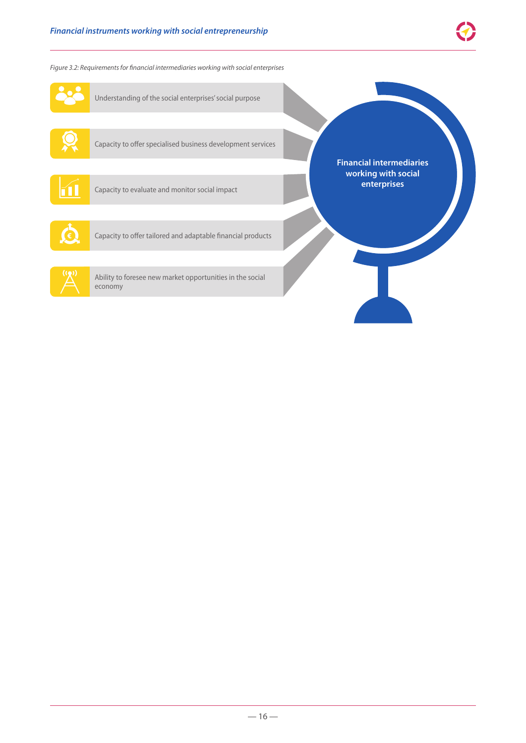*Figure 3.2: Requirements for financial intermediaries working with social enterprises*

**Financial intermediaries working with social enterprises**

- Understanding of the social enterprises' social purpose
- Capacity to offer specialised business development services
- Capacity to evaluate and monitor social impact
- Capacity to offer tailored and adaptable financial products
- Ability to foresee new market opportunities in the social economy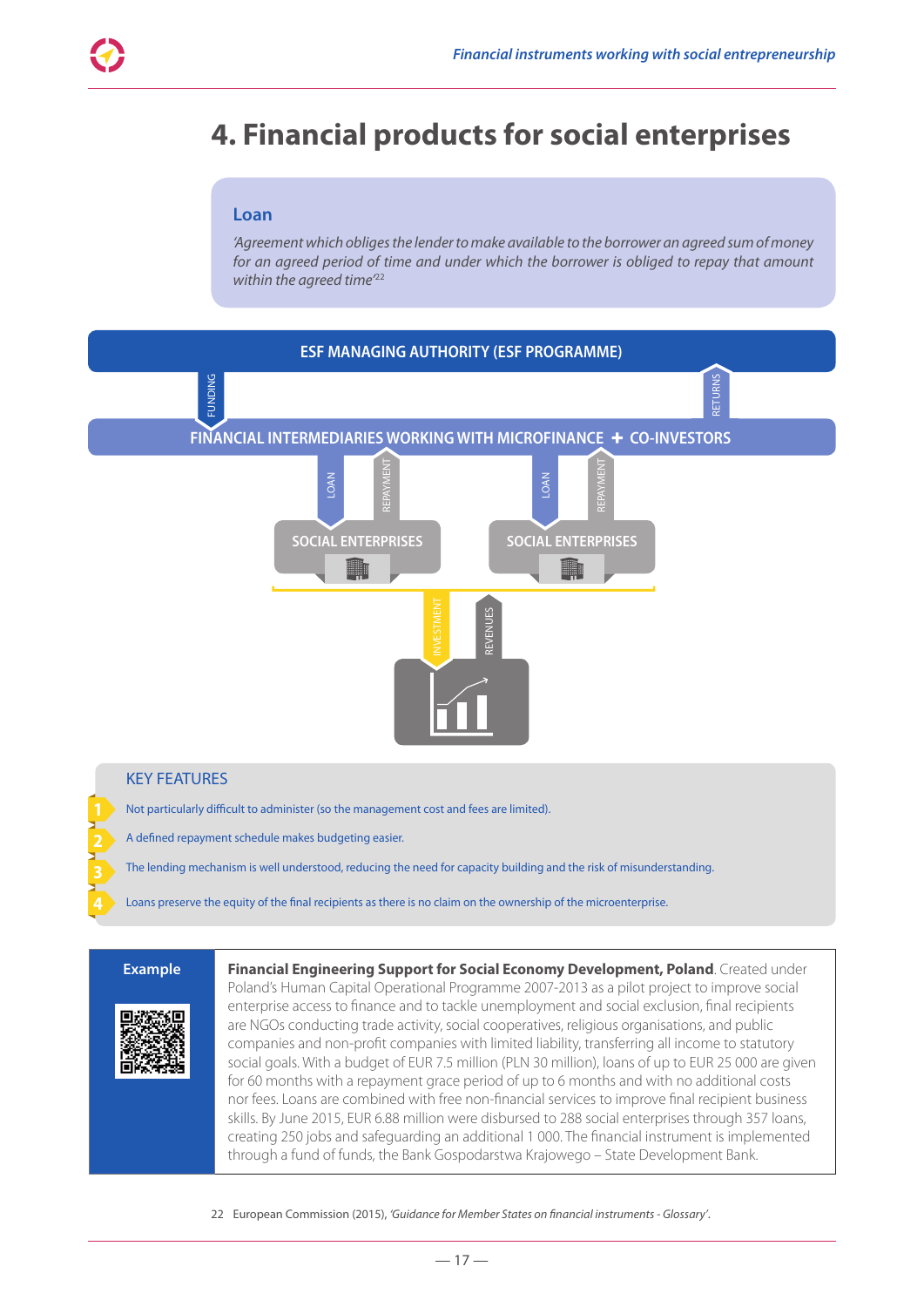# 4. Financial products for social enterprises

**Loan**

*'Agreement which obliges the lender to make available to the borrower an agreed sum of money for an agreed period of time and under which the borrower is obliged to repay that amount within the agreed time'*[22]

ESF MANAGING AUTHORITY (ESF PROGRAMME)

FUNDING

RETURNS

FINANCIAL INTERMEDIARIES WORKING WITH MICROFINANCE + CO-INVESTORS

LOAN

REPAYMENT

LOAN

REPAYMENT

SOCIAL ENTERPRISES

SOCIAL ENTERPRISES

INVESTMENT

REVENUES

## KEY FEATURES

1. Not particularly difficult to administer (so the management cost and fees are limited).
2. A defined repayment schedule makes budgeting easier.
3. The lending mechanism is well understood, reducing the need for capacity building and the risk of misunderstanding.
4. Loans preserve the equity of the final recipients as there is no claim on the ownership of the microenterprise.

**Example**

**Financial Engineering Support for Social Economy Development, Poland**. Created under Poland's Human Capital Operational Programme 2007-2013 as a pilot project to improve social enterprise access to finance and to tackle unemployment and social exclusion, final recipients are NGOs conducting trade activity, social cooperatives, religious organisations, and public companies and non-profit companies with limited liability, transferring all income to statutory social goals. With a budget of EUR 7.5 million (PLN 30 million), loans of up to EUR 25 000 are given for 60 months with a repayment grace period of up to 6 months and with no additional costs nor fees. Loans are combined with free non-financial services to improve final recipient business skills. By June 2015, EUR 6.88 million were disbursed to 288 social enterprises through 357 loans, creating 250 jobs and safeguarding an additional 1 000. The financial instrument is implemented through a fund of funds, the Bank Gospodarstwa Krajowego – State Development Bank.

22 European Commission (2015), *'Guidance for Member States on financial instruments - Glossary'*.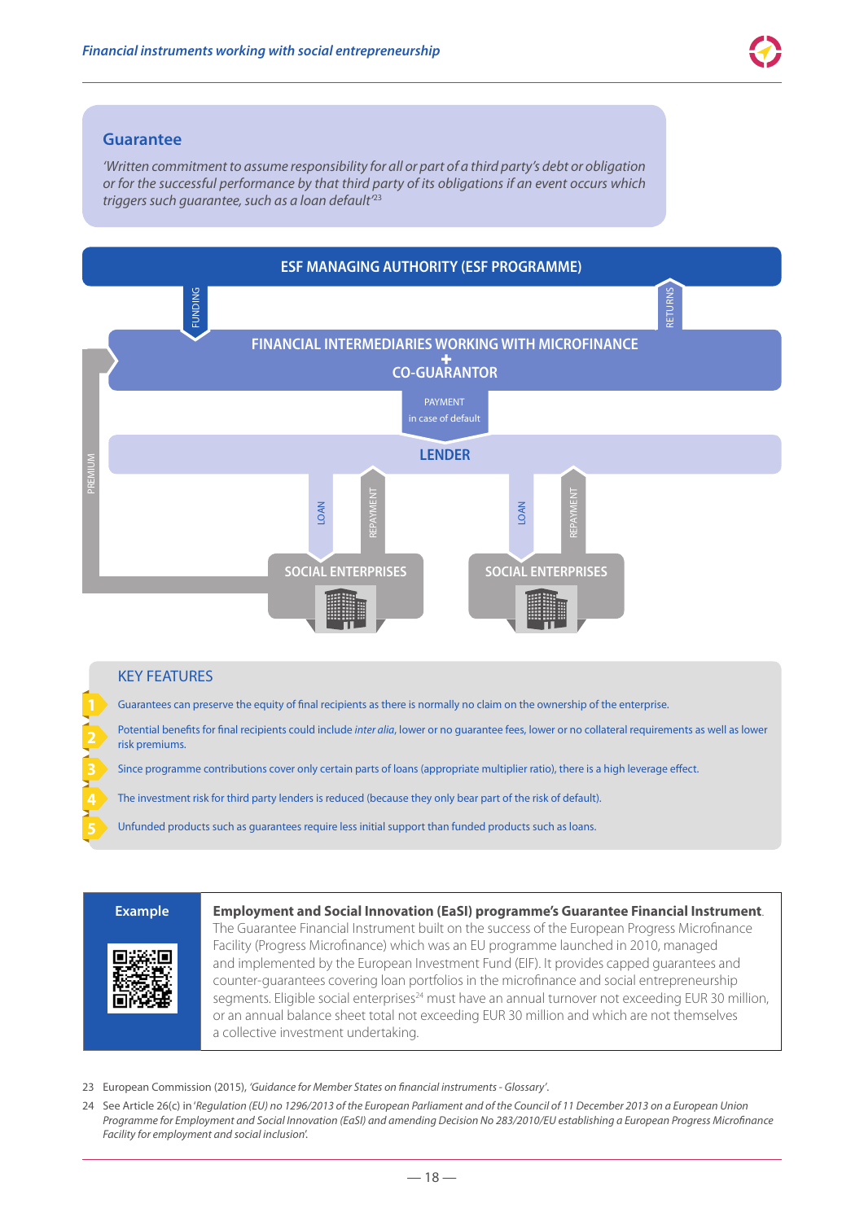## Guarantee

*'Written commitment to assume responsibility for all or part of a third party's debt or obligation or for the successful performance by that third party of its obligations if an event occurs which triggers such guarantee, such as a loan default'*[23]

ESF MANAGING AUTHORITY (ESF PROGRAMME)

FUNDING

RETURNS

FINANCIAL INTERMEDIARIES WORKING WITH MICROFINANCE + CO-GUARANTOR

PAYMENT in case of default

LENDER

PREMIUM

LOAN

REPAYMENT

LOAN

REPAYMENT

SOCIAL ENTERPRISES

SOCIAL ENTERPRISES

### KEY FEATURES

1. Guarantees can preserve the equity of final recipients as there is normally no claim on the ownership of the enterprise.
2. Potential benefits for final recipients could include *inter alia*, lower or no guarantee fees, lower or no collateral requirements as well as lower risk premiums.
3. Since programme contributions cover only certain parts of loans (appropriate multiplier ratio), there is a high leverage effect.
4. The investment risk for third party lenders is reduced (because they only bear part of the risk of default).
5. Unfunded products such as guarantees require less initial support than funded products such as loans.

**Example**

**Employment and Social Innovation (EaSI) programme's Guarantee Financial Instrument**. The Guarantee Financial Instrument built on the success of the European Progress Microfinance Facility (Progress Microfinance) which was an EU programme launched in 2010, managed and implemented by the European Investment Fund (EIF). It provides capped guarantees and counter-guarantees covering loan portfolios in the microfinance and social entrepreneurship segments. Eligible social enterprises[24] must have an annual turnover not exceeding EUR 30 million, or an annual balance sheet total not exceeding EUR 30 million and which are not themselves a collective investment undertaking.

---

23 European Commission (2015), *'Guidance for Member States on financial instruments - Glossary'*.

24 See Article 26(c) in '*Regulation (EU) no 1296/2013 of the European Parliament and of the Council of 11 December 2013 on a European Union Programme for Employment and Social Innovation (EaSI) and amending Decision No 283/2010/EU establishing a European Progress Microfinance Facility for employment and social inclusion*'.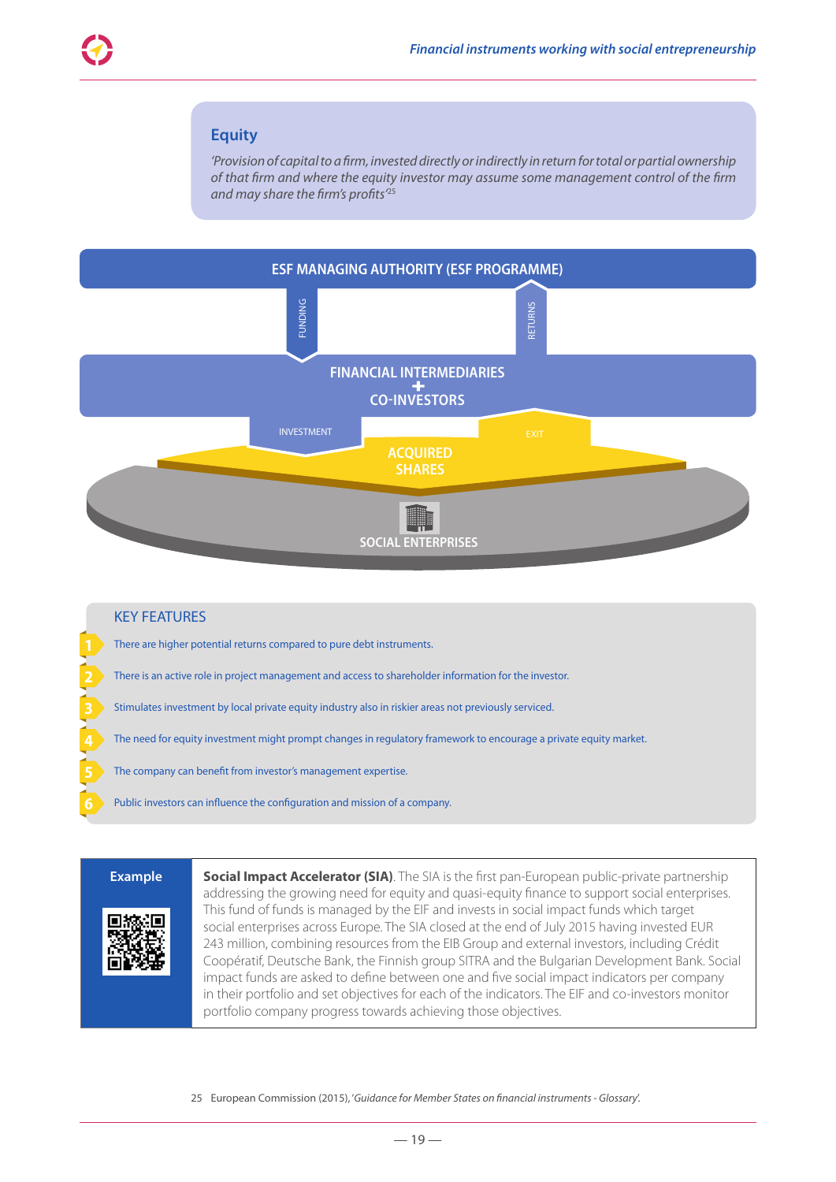## Equity

*'Provision of capital to a firm, invested directly or indirectly in return for total or partial ownership of that firm and where the equity investor may assume some management control of the firm and may share the firm's profits'*[25]

ESF MANAGING AUTHORITY (ESF PROGRAMME)

FUNDING

RETURNS

FINANCIAL INTERMEDIARIES + CO-INVESTORS

INVESTMENT

EXIT

ACQUIRED SHARES

SOCIAL ENTERPRISES

### KEY FEATURES

1. There are higher potential returns compared to pure debt instruments.
2. There is an active role in project management and access to shareholder information for the investor.
3. Stimulates investment by local private equity industry also in riskier areas not previously serviced.
4. The need for equity investment might prompt changes in regulatory framework to encourage a private equity market.
5. The company can benefit from investor's management expertise.
6. Public investors can influence the configuration and mission of a company.

**Example**

**Social Impact Accelerator (SIA)**. The SIA is the first pan-European public-private partnership addressing the growing need for equity and quasi-equity finance to support social enterprises. This fund of funds is managed by the EIF and invests in social impact funds which target social enterprises across Europe. The SIA closed at the end of July 2015 having invested EUR 243 million, combining resources from the EIB Group and external investors, including Crédit Coopératif, Deutsche Bank, the Finnish group SITRA and the Bulgarian Development Bank. Social impact funds are asked to define between one and five social impact indicators per company in their portfolio and set objectives for each of the indicators. The EIF and co-investors monitor portfolio company progress towards achieving those objectives.

25 European Commission (2015), *'Guidance for Member States on financial instruments - Glossary'*.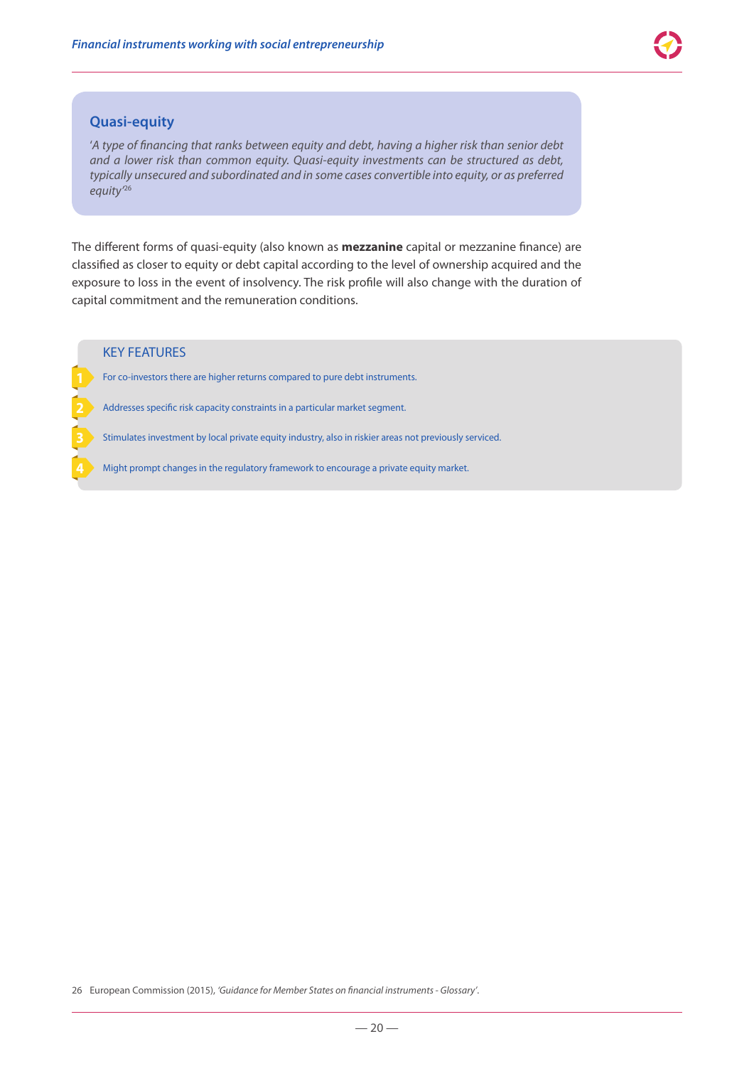## Quasi-equity

*'A type of financing that ranks between equity and debt, having a higher risk than senior debt and a lower risk than common equity. Quasi-equity investments can be structured as debt, typically unsecured and subordinated and in some cases convertible into equity, or as preferred equity'*[26]

The different forms of quasi-equity (also known as **mezzanine** capital or mezzanine finance) are classified as closer to equity or debt capital according to the level of ownership acquired and the exposure to loss in the event of insolvency. The risk profile will also change with the duration of capital commitment and the remuneration conditions.

### KEY FEATURES

1. For co-investors there are higher returns compared to pure debt instruments.
2. Addresses specific risk capacity constraints in a particular market segment.
3. Stimulates investment by local private equity industry, also in riskier areas not previously serviced.
4. Might prompt changes in the regulatory framework to encourage a private equity market.

26 European Commission (2015), *'Guidance for Member States on financial instruments - Glossary'*.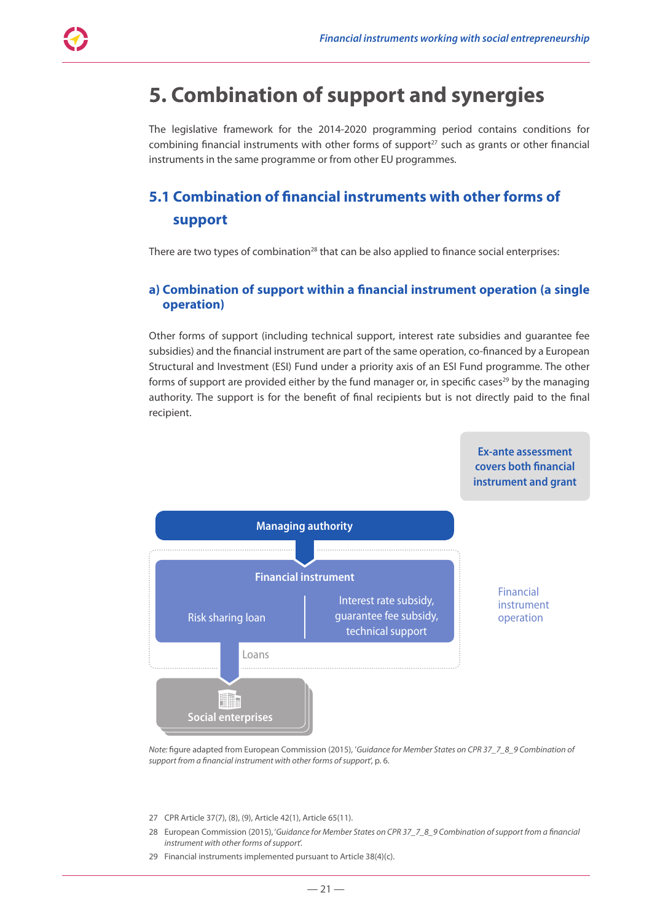# 5. Combination of support and synergies

The legislative framework for the 2014-2020 programming period contains conditions for combining financial instruments with other forms of support[27] such as grants or other financial instruments in the same programme or from other EU programmes.

## 5.1 Combination of financial instruments with other forms of support

There are two types of combination[28] that can be also applied to finance social enterprises:

### a) Combination of support within a financial instrument operation (a single operation)

Other forms of support (including technical support, interest rate subsidies and guarantee fee subsidies) and the financial instrument are part of the same operation, co-financed by a European Structural and Investment (ESI) Fund under a priority axis of an ESI Fund programme. The other forms of support are provided either by the fund manager or, in specific cases[29] by the managing authority. The support is for the benefit of final recipients but is not directly paid to the final recipient.

Ex-ante assessment covers both financial instrument and grant

Managing authority

Financial instrument

Risk sharing loan

Interest rate subsidy, guarantee fee subsidy, technical support

Loans

Social enterprises

Financial instrument operation

*Note:* figure adapted from European Commission (2015), '*Guidance for Member States on CPR 37_7_8_9 Combination of support from a financial instrument with other forms of support*', p. 6.

27 CPR Article 37(7), (8), (9), Article 42(1), Article 65(11).

28 European Commission (2015), '*Guidance for Member States on CPR 37_7_8_9 Combination of support from a financial instrument with other forms of support*'.

29 Financial instruments implemented pursuant to Article 38(4)(c).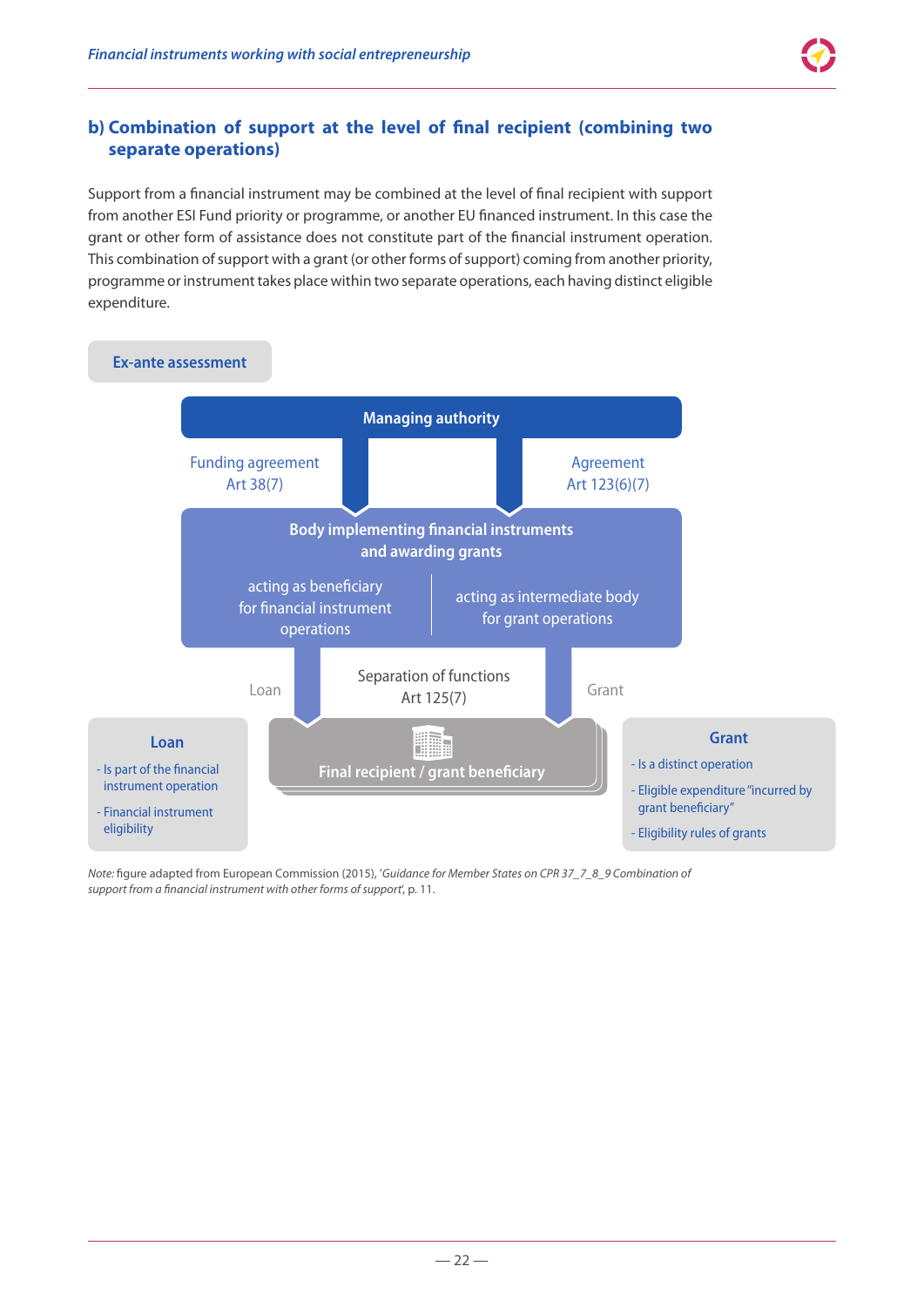## b) Combination of support at the level of final recipient (combining two separate operations)

Support from a financial instrument may be combined at the level of final recipient with support from another ESI Fund priority or programme, or another EU financed instrument. In this case the grant or other form of assistance does not constitute part of the financial instrument operation. This combination of support with a grant (or other forms of support) coming from another priority, programme or instrument takes place within two separate operations, each having distinct eligible expenditure.

Ex-ante assessment

Managing authority

Funding agreement Art 38(7)

Agreement Art 123(6)(7)

**Body implementing financial instruments and awarding grants**

acting as beneficiary for financial instrument operations

acting as intermediate body for grant operations

Loan

Separation of functions Art 125(7)

Grant

**Loan**

- Is part of the financial instrument operation
- Financial instrument eligibility

**Final recipient / grant beneficiary**

**Grant**

- Is a distinct operation
- Eligible expenditure "incurred by grant beneficiary"
- Eligibility rules of grants

*Note:* figure adapted from European Commission (2015), '*Guidance for Member States on CPR 37_7_8_9 Combination of support from a financial instrument with other forms of support*', p. 11.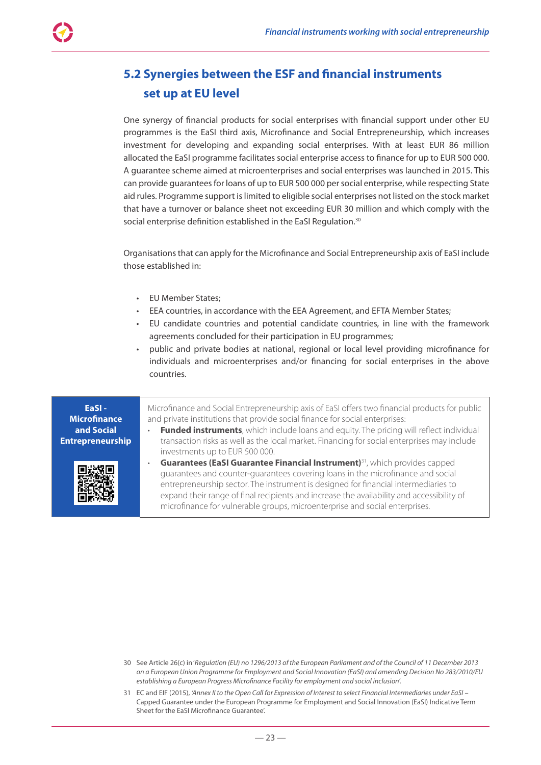## 5.2 Synergies between the ESF and financial instruments set up at EU level

One synergy of financial products for social enterprises with financial support under other EU programmes is the EaSI third axis, Microfinance and Social Entrepreneurship, which increases investment for developing and expanding social enterprises. With at least EUR 86 million allocated the EaSI programme facilitates social enterprise access to finance for up to EUR 500 000. A guarantee scheme aimed at microenterprises and social enterprises was launched in 2015. This can provide guarantees for loans of up to EUR 500 000 per social enterprise, while respecting State aid rules. Programme support is limited to eligible social enterprises not listed on the stock market that have a turnover or balance sheet not exceeding EUR 30 million and which comply with the social enterprise definition established in the EaSI Regulation.[30]

Organisations that can apply for the Microfinance and Social Entrepreneurship axis of EaSI include those established in:

- EU Member States;
- EEA countries, in accordance with the EEA Agreement, and EFTA Member States;
- EU candidate countries and potential candidate countries, in line with the framework agreements concluded for their participation in EU programmes;
- public and private bodies at national, regional or local level providing microfinance for individuals and microenterprises and/or financing for social enterprises in the above countries.

**EaSI - Microfinance and Social Entrepreneurship**

Microfinance and Social Entrepreneurship axis of EaSI offers two financial products for public and private institutions that provide social finance for social enterprises:

- **Funded instruments**, which include loans and equity. The pricing will reflect individual transaction risks as well as the local market. Financing for social enterprises may include investments up to EUR 500 000.
- **Guarantees (EaSI Guarantee Financial Instrument)**[31], which provides capped guarantees and counter-guarantees covering loans in the microfinance and social entrepreneurship sector. The instrument is designed for financial intermediaries to expand their range of final recipients and increase the availability and accessibility of microfinance for vulnerable groups, microenterprise and social enterprises.

---

30 See Article 26(c) in '*Regulation (EU) no 1296/2013 of the European Parliament and of the Council of 11 December 2013 on a European Union Programme for Employment and Social Innovation (EaSI) and amending Decision No 283/2010/EU establishing a European Progress Microfinance Facility for employment and social inclusion*'.

31 EC and EIF (2015), *'Annex II to the Open Call for Expression of Interest to select Financial Intermediaries under EaSI –* Capped Guarantee under the European Programme for Employment and Social Innovation (EaSI) Indicative Term Sheet for the EaSI Microfinance Guarantee'.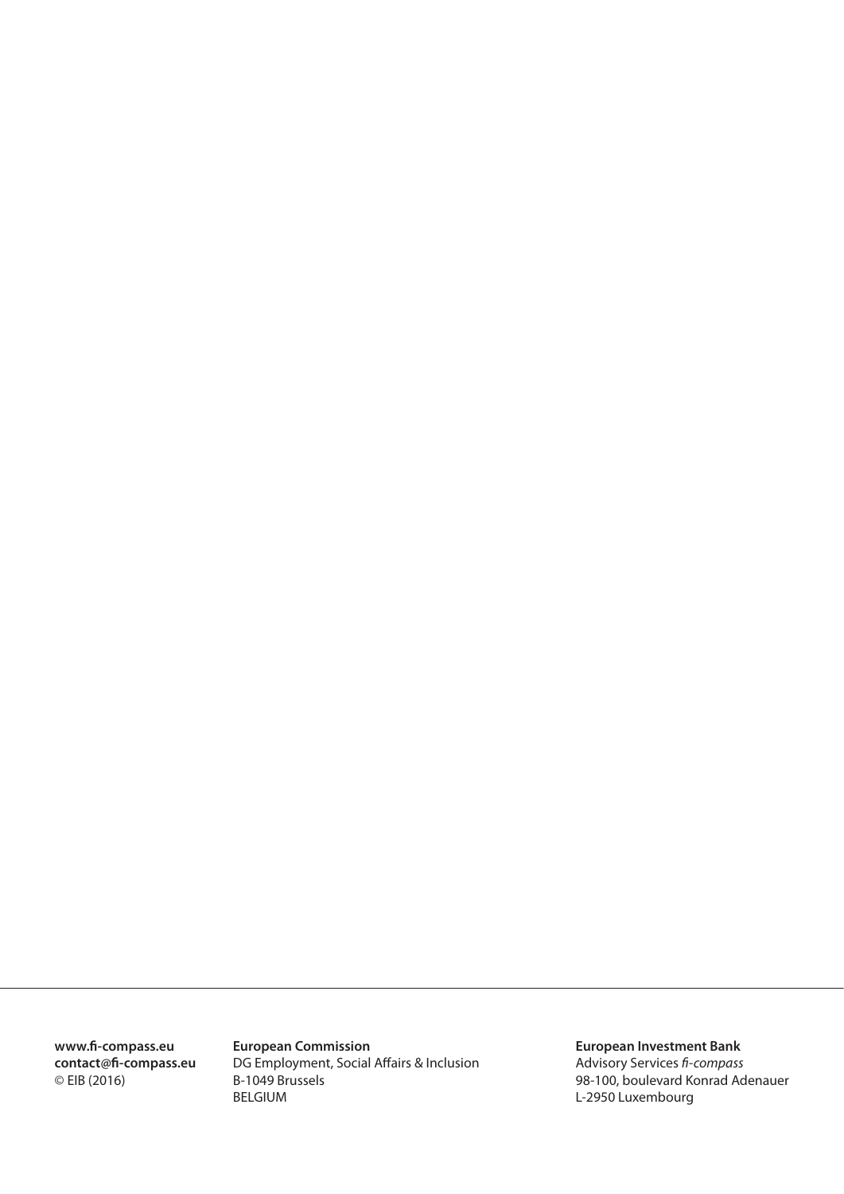**www.fi-compass.eu**
**contact@fi-compass.eu**
© EIB (2016)

**European Commission**
DG Employment, Social Affairs & Inclusion
B-1049 Brussels
BELGIUM

**European Investment Bank**
Advisory Services *fi-compass*
98-100, boulevard Konrad Adenauer
L-2950 Luxembourg